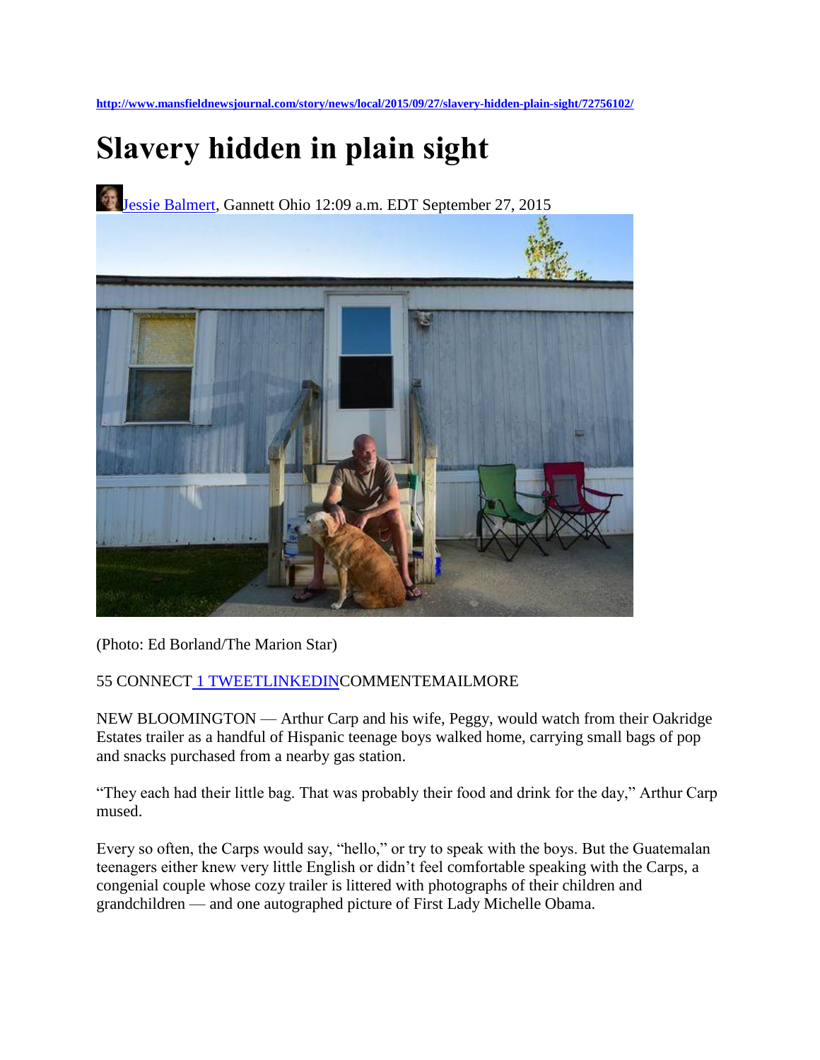http://www.mansfieldnewsjournal.com/story/news/local/2015/09/27/slavery-hidden-plain-sight/72756102/

# Slavery hidden in plain sight

Jessie Balmert, Gannett Ohio 12:09 a.m. EDT September 27, 2015

(Photo: Ed Borland/The Marion Star)

55 CONNECT 1 TWEETLINKEDINCOMMENTEMAILMORE

NEW BLOOMINGTON — Arthur Carp and his wife, Peggy, would watch from their Oakridge Estates trailer as a handful of Hispanic teenage boys walked home, carrying small bags of pop and snacks purchased from a nearby gas station.

"They each had their little bag. That was probably their food and drink for the day," Arthur Carp mused.

Every so often, the Carps would say, "hello," or try to speak with the boys. But the Guatemalan teenagers either knew very little English or didn't feel comfortable speaking with the Carps, a congenial couple whose cozy trailer is littered with photographs of their children and grandchildren — and one autographed picture of First Lady Michelle Obama.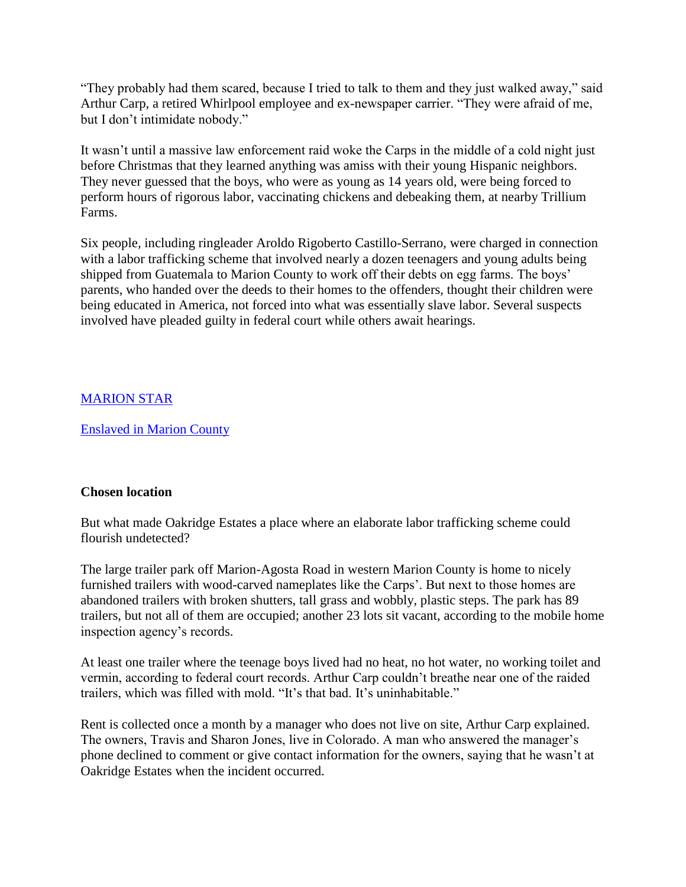"They probably had them scared, because I tried to talk to them and they just walked away," said Arthur Carp, a retired Whirlpool employee and ex-newspaper carrier. "They were afraid of me, but I don't intimidate nobody."

It wasn't until a massive law enforcement raid woke the Carps in the middle of a cold night just before Christmas that they learned anything was amiss with their young Hispanic neighbors. They never guessed that the boys, who were as young as 14 years old, were being forced to perform hours of rigorous labor, vaccinating chickens and debeaking them, at nearby Trillium Farms.

Six people, including ringleader Aroldo Rigoberto Castillo-Serrano, were charged in connection with a labor trafficking scheme that involved nearly a dozen teenagers and young adults being shipped from Guatemala to Marion County to work off their debts on egg farms. The boys' parents, who handed over the deeds to their homes to the offenders, thought their children were being educated in America, not forced into what was essentially slave labor. Several suspects involved have pleaded guilty in federal court while others await hearings.

MARION STAR

Enslaved in Marion County

**Chosen location**

But what made Oakridge Estates a place where an elaborate labor trafficking scheme could flourish undetected?

The large trailer park off Marion-Agosta Road in western Marion County is home to nicely furnished trailers with wood-carved nameplates like the Carps'. But next to those homes are abandoned trailers with broken shutters, tall grass and wobbly, plastic steps. The park has 89 trailers, but not all of them are occupied; another 23 lots sit vacant, according to the mobile home inspection agency's records.

At least one trailer where the teenage boys lived had no heat, no hot water, no working toilet and vermin, according to federal court records. Arthur Carp couldn't breathe near one of the raided trailers, which was filled with mold. "It's that bad. It's uninhabitable."

Rent is collected once a month by a manager who does not live on site, Arthur Carp explained. The owners, Travis and Sharon Jones, live in Colorado. A man who answered the manager's phone declined to comment or give contact information for the owners, saying that he wasn't at Oakridge Estates when the incident occurred.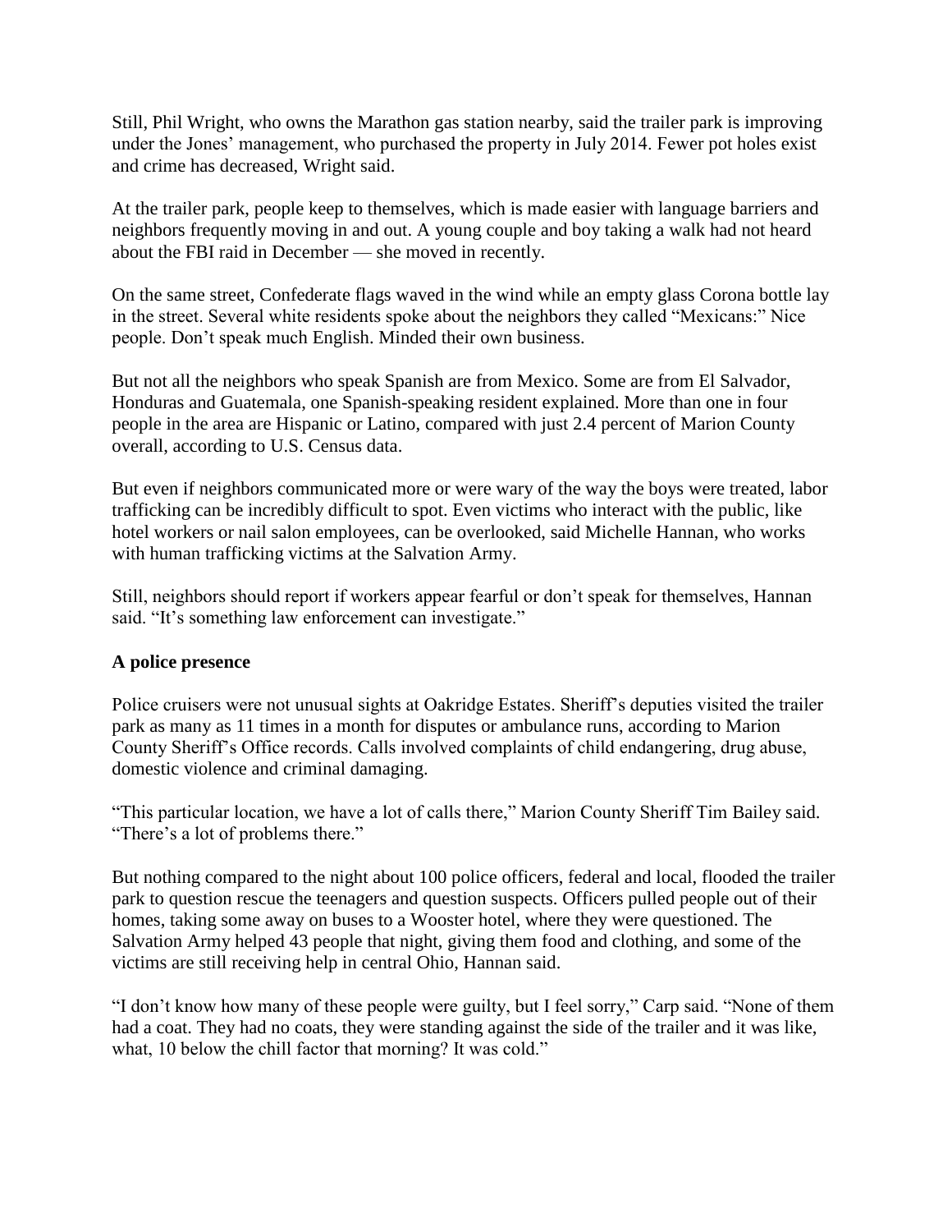Still, Phil Wright, who owns the Marathon gas station nearby, said the trailer park is improving under the Jones' management, who purchased the property in July 2014. Fewer pot holes exist and crime has decreased, Wright said.

At the trailer park, people keep to themselves, which is made easier with language barriers and neighbors frequently moving in and out. A young couple and boy taking a walk had not heard about the FBI raid in December — she moved in recently.

On the same street, Confederate flags waved in the wind while an empty glass Corona bottle lay in the street. Several white residents spoke about the neighbors they called "Mexicans:" Nice people. Don't speak much English. Minded their own business.

But not all the neighbors who speak Spanish are from Mexico. Some are from El Salvador, Honduras and Guatemala, one Spanish-speaking resident explained. More than one in four people in the area are Hispanic or Latino, compared with just 2.4 percent of Marion County overall, according to U.S. Census data.

But even if neighbors communicated more or were wary of the way the boys were treated, labor trafficking can be incredibly difficult to spot. Even victims who interact with the public, like hotel workers or nail salon employees, can be overlooked, said Michelle Hannan, who works with human trafficking victims at the Salvation Army.

Still, neighbors should report if workers appear fearful or don't speak for themselves, Hannan said. "It's something law enforcement can investigate."

**A police presence**

Police cruisers were not unusual sights at Oakridge Estates. Sheriff's deputies visited the trailer park as many as 11 times in a month for disputes or ambulance runs, according to Marion County Sheriff's Office records. Calls involved complaints of child endangering, drug abuse, domestic violence and criminal damaging.

"This particular location, we have a lot of calls there," Marion County Sheriff Tim Bailey said. "There's a lot of problems there."

But nothing compared to the night about 100 police officers, federal and local, flooded the trailer park to question rescue the teenagers and question suspects. Officers pulled people out of their homes, taking some away on buses to a Wooster hotel, where they were questioned. The Salvation Army helped 43 people that night, giving them food and clothing, and some of the victims are still receiving help in central Ohio, Hannan said.

"I don't know how many of these people were guilty, but I feel sorry," Carp said. "None of them had a coat. They had no coats, they were standing against the side of the trailer and it was like, what, 10 below the chill factor that morning? It was cold."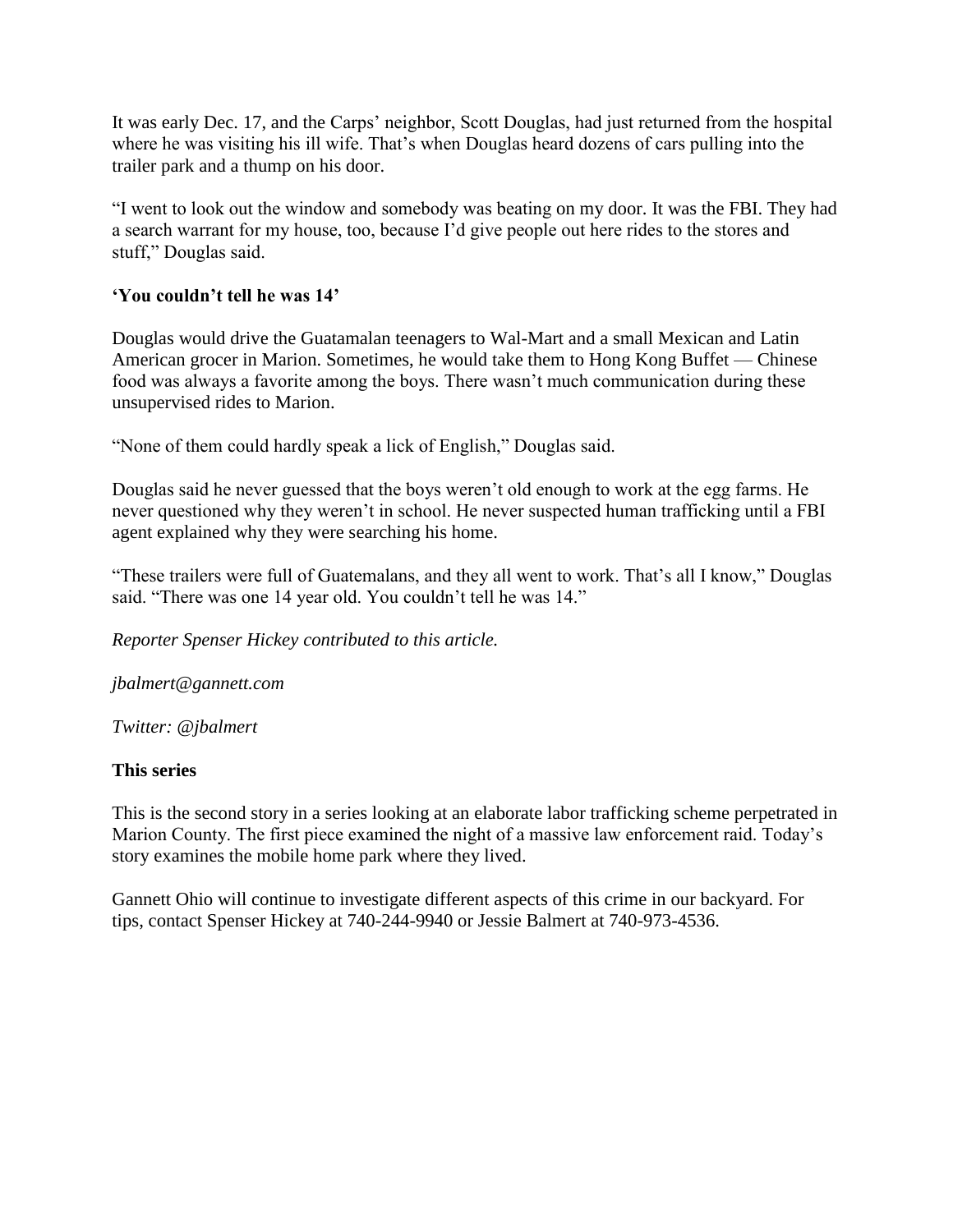It was early Dec. 17, and the Carps' neighbor, Scott Douglas, had just returned from the hospital where he was visiting his ill wife. That's when Douglas heard dozens of cars pulling into the trailer park and a thump on his door.

"I went to look out the window and somebody was beating on my door. It was the FBI. They had a search warrant for my house, too, because I'd give people out here rides to the stores and stuff," Douglas said.

### 'You couldn't tell he was 14'

Douglas would drive the Guatemalan teenagers to Wal-Mart and a small Mexican and Latin American grocer in Marion. Sometimes, he would take them to Hong Kong Buffet — Chinese food was always a favorite among the boys. There wasn't much communication during these unsupervised rides to Marion.

"None of them could hardly speak a lick of English," Douglas said.

Douglas said he never guessed that the boys weren't old enough to work at the egg farms. He never questioned why they weren't in school. He never suspected human trafficking until a FBI agent explained why they were searching his home.

"These trailers were full of Guatemalans, and they all went to work. That's all I know," Douglas said. "There was one 14 year old. You couldn't tell he was 14."

*Reporter Spenser Hickey contributed to this article.*

*jbalmert@gannett.com*

*Twitter: @jbalmert*

### This series

This is the second story in a series looking at an elaborate labor trafficking scheme perpetrated in Marion County. The first piece examined the night of a massive law enforcement raid. Today's story examines the mobile home park where they lived.

Gannett Ohio will continue to investigate different aspects of this crime in our backyard. For tips, contact Spenser Hickey at 740-244-9940 or Jessie Balmert at 740-973-4536.